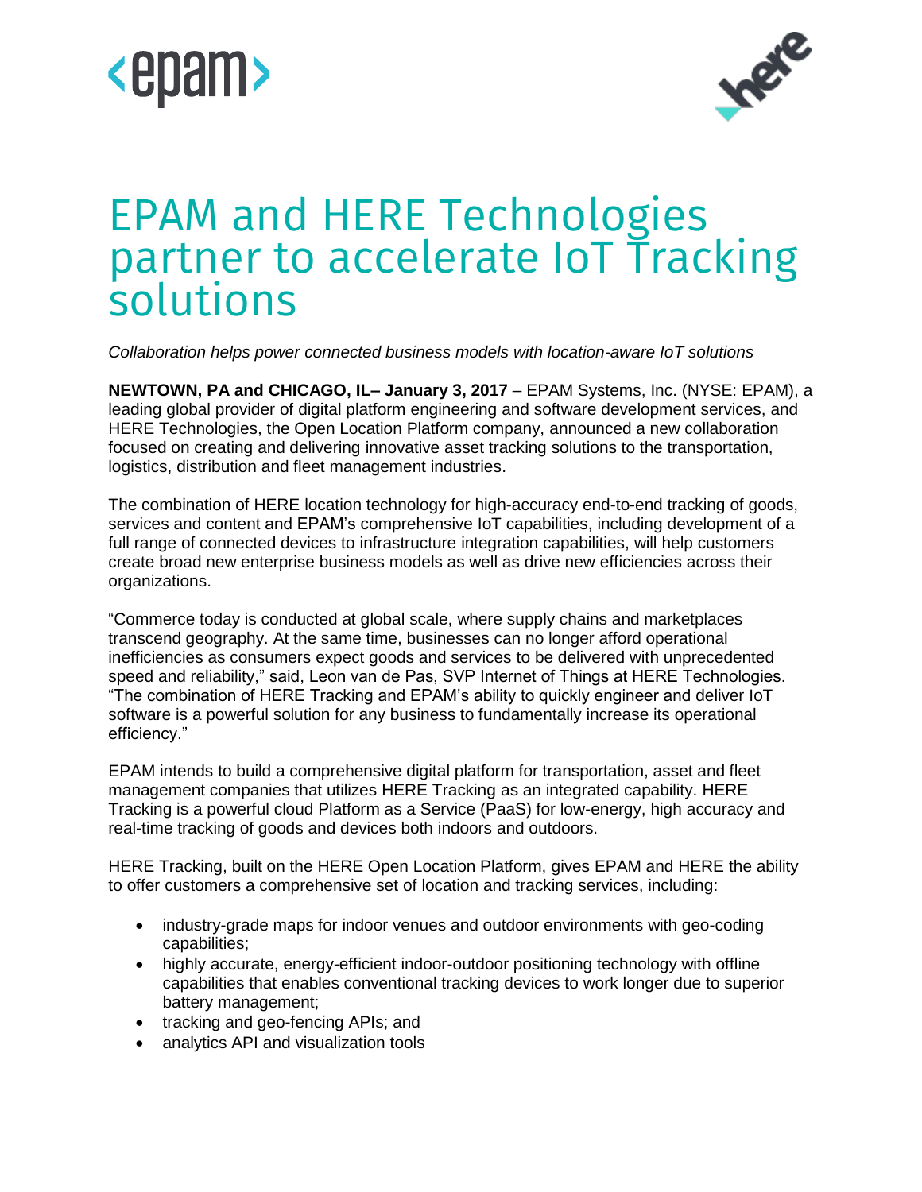# EPAM and HERE Technologies partner to accelerate IoT Tracking solutions

*Collaboration helps power connected business models with location-aware IoT solutions*

**NEWTOWN, PA and CHICAGO, IL– January 3, 2017** – EPAM Systems, Inc. (NYSE: EPAM), a leading global provider of digital platform engineering and software development services, and HERE Technologies, the Open Location Platform company, announced a new collaboration focused on creating and delivering innovative asset tracking solutions to the transportation, logistics, distribution and fleet management industries.

The combination of HERE location technology for high-accuracy end-to-end tracking of goods, services and content and EPAM's comprehensive IoT capabilities, including development of a full range of connected devices to infrastructure integration capabilities, will help customers create broad new enterprise business models as well as drive new efficiencies across their organizations.

"Commerce today is conducted at global scale, where supply chains and marketplaces transcend geography. At the same time, businesses can no longer afford operational inefficiencies as consumers expect goods and services to be delivered with unprecedented speed and reliability," said, Leon van de Pas, SVP Internet of Things at HERE Technologies. "The combination of HERE Tracking and EPAM's ability to quickly engineer and deliver IoT software is a powerful solution for any business to fundamentally increase its operational efficiency."

EPAM intends to build a comprehensive digital platform for transportation, asset and fleet management companies that utilizes HERE Tracking as an integrated capability. HERE Tracking is a powerful cloud Platform as a Service (PaaS) for low-energy, high accuracy and real-time tracking of goods and devices both indoors and outdoors.

HERE Tracking, built on the HERE Open Location Platform, gives EPAM and HERE the ability to offer customers a comprehensive set of location and tracking services, including:

- industry-grade maps for indoor venues and outdoor environments with geo-coding capabilities;
- highly accurate, energy-efficient indoor-outdoor positioning technology with offline capabilities that enables conventional tracking devices to work longer due to superior battery management;
- tracking and geo-fencing APIs; and
- analytics API and visualization tools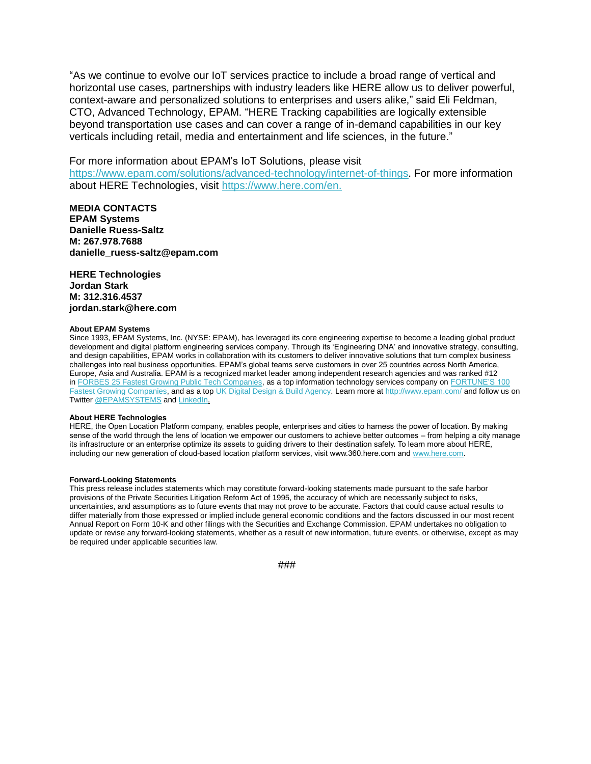"As we continue to evolve our IoT services practice to include a broad range of vertical and horizontal use cases, partnerships with industry leaders like HERE allow us to deliver powerful, context-aware and personalized solutions to enterprises and users alike," said Eli Feldman, CTO, Advanced Technology, EPAM. "HERE Tracking capabilities are logically extensible beyond transportation use cases and can cover a range of in-demand capabilities in our key verticals including retail, media and entertainment and life sciences, in the future."

For more information about EPAM's IoT Solutions, please visit https://www.epam.com/solutions/advanced-technology/internet-of-things. For more information about HERE Technologies, visit https://www.here.com/en.

**MEDIA CONTACTS**
**EPAM Systems**
**Danielle Ruess-Saltz**
**M: 267.978.7688**
**danielle_ruess-saltz@epam.com**

**HERE Technologies**
**Jordan Stark**
**M: 312.316.4537**
**jordan.stark@here.com**

**About EPAM Systems**
Since 1993, EPAM Systems, Inc. (NYSE: EPAM), has leveraged its core engineering expertise to become a leading global product development and digital platform engineering services company. Through its 'Engineering DNA' and innovative strategy, consulting, and design capabilities, EPAM works in collaboration with its customers to deliver innovative solutions that turn complex business challenges into real business opportunities. EPAM's global teams serve customers in over 25 countries across North America, Europe, Asia and Australia. EPAM is a recognized market leader among independent research agencies and was ranked #12 in FORBES 25 Fastest Growing Public Tech Companies, as a top information technology services company on FORTUNE'S 100 Fastest Growing Companies, and as a top UK Digital Design & Build Agency. Learn more at http://www.epam.com/ and follow us on Twitter @EPAMSYSTEMS and LinkedIn.

**About HERE Technologies**
HERE, the Open Location Platform company, enables people, enterprises and cities to harness the power of location. By making sense of the world through the lens of location we empower our customers to achieve better outcomes – from helping a city manage its infrastructure or an enterprise optimize its assets to guiding drivers to their destination safely. To learn more about HERE, including our new generation of cloud-based location platform services, visit www.360.here.com and www.here.com.

**Forward-Looking Statements**
This press release includes statements which may constitute forward-looking statements made pursuant to the safe harbor provisions of the Private Securities Litigation Reform Act of 1995, the accuracy of which are necessarily subject to risks, uncertainties, and assumptions as to future events that may not prove to be accurate. Factors that could cause actual results to differ materially from those expressed or implied include general economic conditions and the factors discussed in our most recent Annual Report on Form 10-K and other filings with the Securities and Exchange Commission. EPAM undertakes no obligation to update or revise any forward-looking statements, whether as a result of new information, future events, or otherwise, except as may be required under applicable securities law.

###